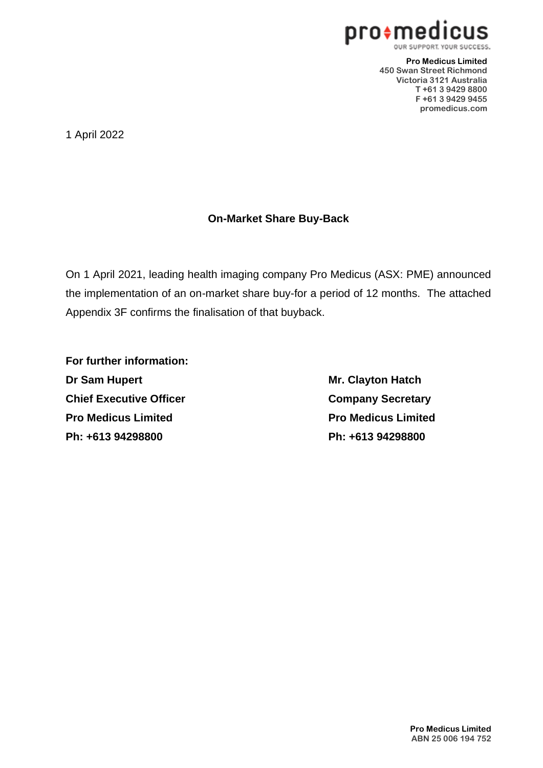pro medicus
OUR SUPPORT. YOUR SUCCESS.

**Pro Medicus Limited**
450 Swan Street Richmond
Victoria 3121 Australia
T +61 3 9429 8800
F +61 3 9429 9455
promedicus.com

1 April 2022

**On-Market Share Buy-Back**

On 1 April 2021, leading health imaging company Pro Medicus (ASX: PME) announced the implementation of an on-market share buy-for a period of 12 months. The attached Appendix 3F confirms the finalisation of that buyback.

**For further information:**

**Dr Sam Hupert**
**Chief Executive Officer**
**Pro Medicus Limited**
**Ph: +613 94298800**

**Mr. Clayton Hatch**
**Company Secretary**
**Pro Medicus Limited**
**Ph: +613 94298800**

**Pro Medicus Limited**
**ABN 25 006 194 752**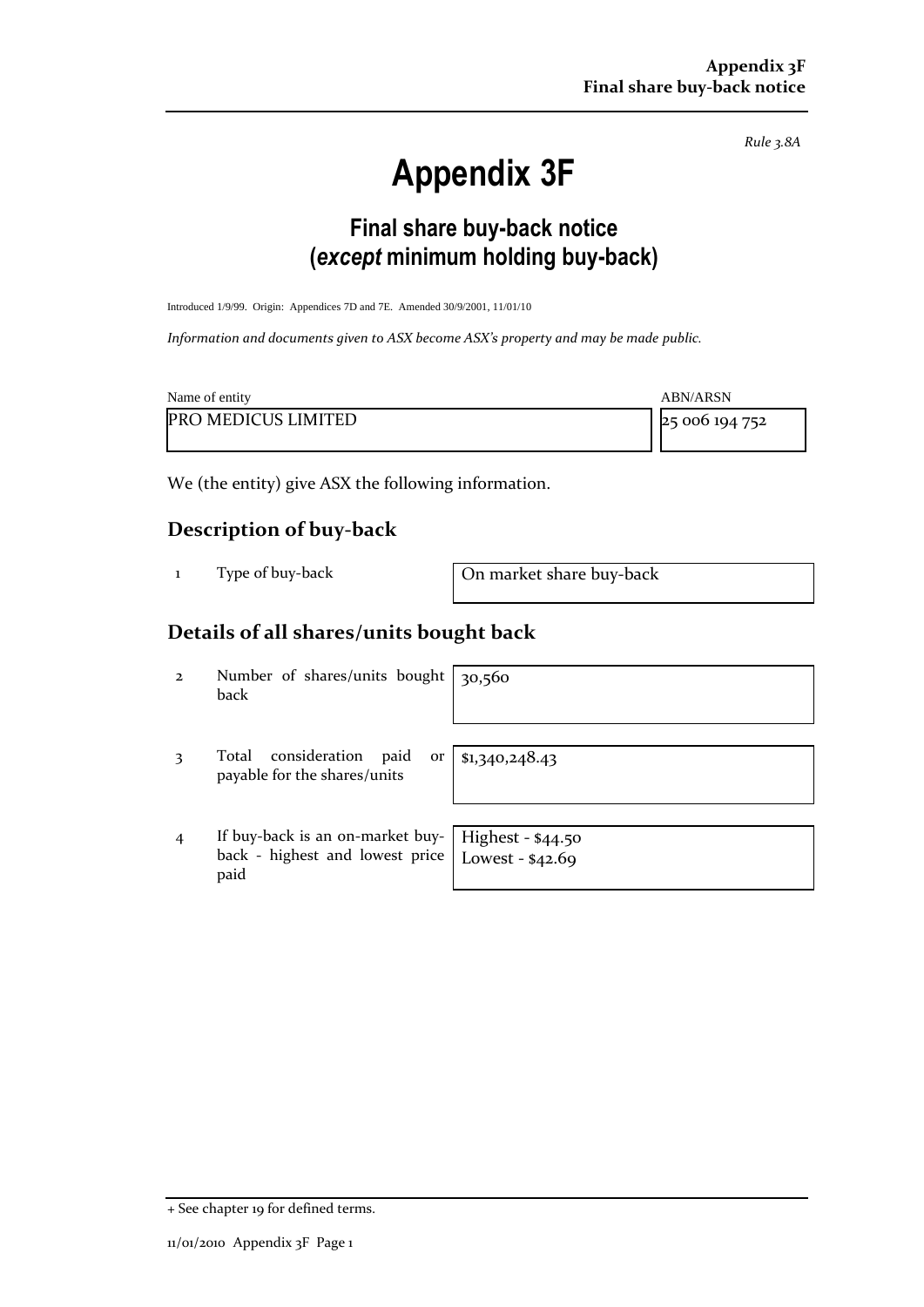*Rule 3.8A*

# Appendix 3F

## Final share buy-back notice (*except* minimum holding buy-back)

Introduced 1/9/99. Origin: Appendices 7D and 7E. Amended 30/9/2001, 11/01/10

*Information and documents given to ASX become ASX's property and may be made public.*

| Name of entity | ABN/ARSN |
|---|---|
| PRO MEDICUS LIMITED | 25 006 194 752 |

We (the entity) give ASX the following information.

## Description of buy-back

| | | |
|---|---|---|
| 1 | Type of buy-back | On market share buy-back |

## Details of all shares/units bought back

| | | |
|---|---|---|
| 2 | Number of shares/units bought back | 30,560 |
| 3 | Total consideration paid or payable for the shares/units | $1,340,248.43 |
| 4 | If buy-back is an on-market buy-back - highest and lowest price paid | Highest - $44.50<br>Lowest - $42.69 |

+ See chapter 19 for defined terms.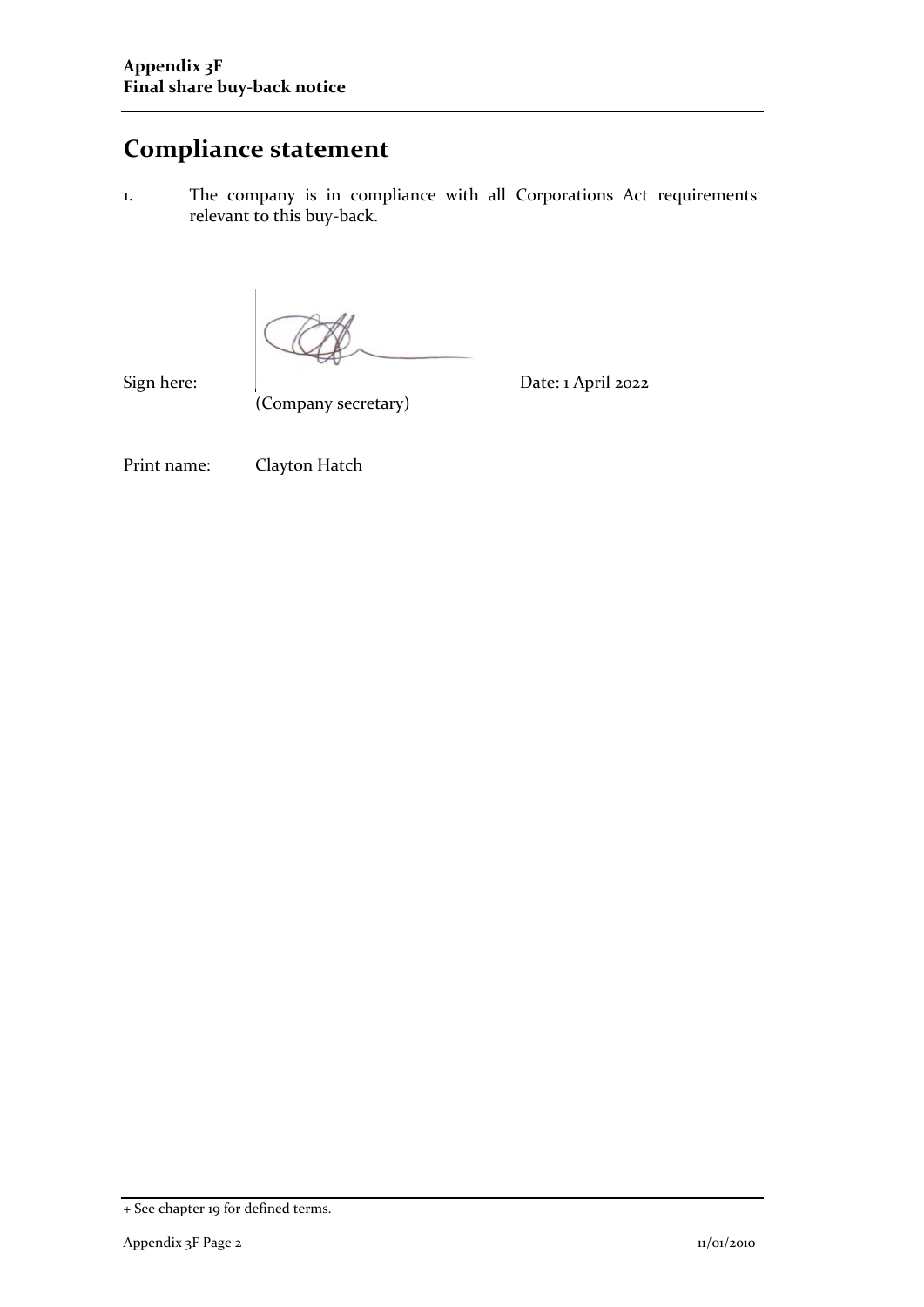**Appendix 3F**
**Final share buy-back notice**

# Compliance statement

1. The company is in compliance with all Corporations Act requirements relevant to this buy-back.

Sign here: (Company secretary) Date: 1 April 2022

Print name: Clayton Hatch

+ See chapter 19 for defined terms.